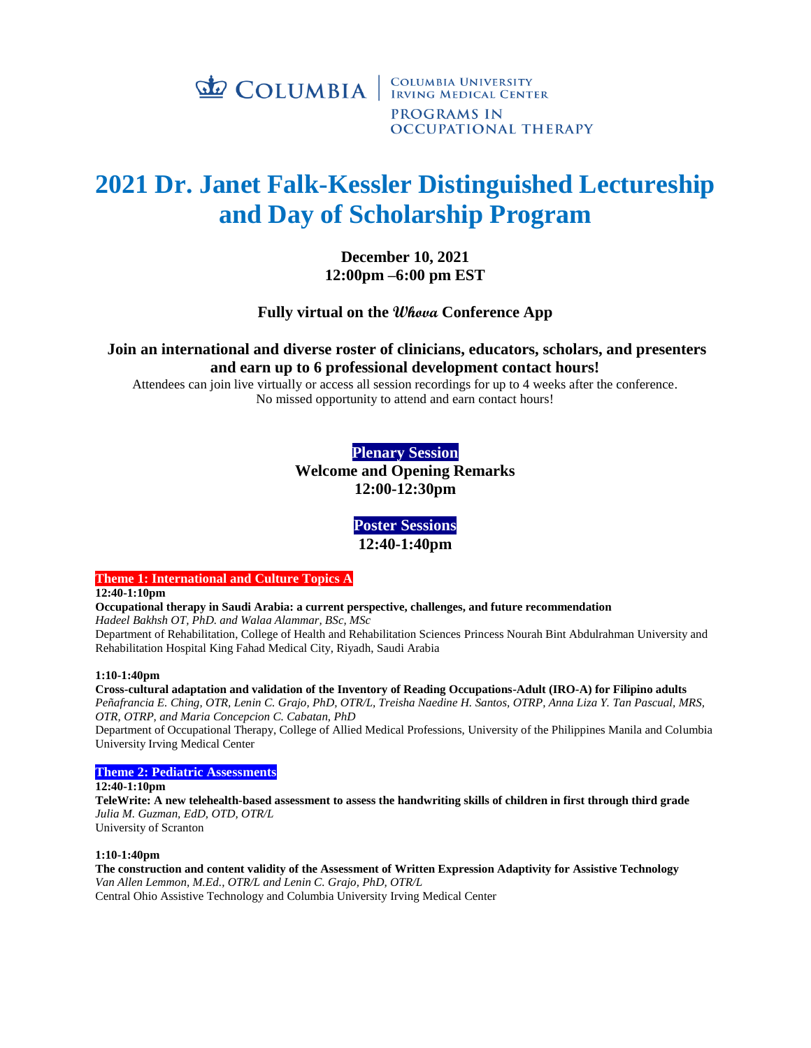COLUMBIA | COLUMBIA UNIVERSITY IRVING MEDICAL CENTER

PROGRAMS IN OCCUPATIONAL THERAPY

# 2021 Dr. Janet Falk-Kessler Distinguished Lectureship and Day of Scholarship Program

**December 10, 2021**
**12:00pm –6:00 pm EST**

**Fully virtual on the *Whova* Conference App**

**Join an international and diverse roster of clinicians, educators, scholars, and presenters and earn up to 6 professional development contact hours!**

Attendees can join live virtually or access all session recordings for up to 4 weeks after the conference.
No missed opportunity to attend and earn contact hours!

## Plenary Session

**Welcome and Opening Remarks**
**12:00-12:30pm**

## Poster Sessions

**12:40-1:40pm**

### Theme 1: International and Culture Topics A

**12:40-1:10pm**
**Occupational therapy in Saudi Arabia: a current perspective, challenges, and future recommendation**
*Hadeel Bakhsh OT, PhD. and Walaa Alammar, BSc, MSc*
Department of Rehabilitation, College of Health and Rehabilitation Sciences Princess Nourah Bint Abdulrahman University and Rehabilitation Hospital King Fahad Medical City, Riyadh, Saudi Arabia

**1:10-1:40pm**
**Cross-cultural adaptation and validation of the Inventory of Reading Occupations-Adult (IRO-A) for Filipino adults**
*Peñafrancia E. Ching, OTR, Lenin C. Grajo, PhD, OTR/L, Treisha Naedine H. Santos, OTRP, Anna Liza Y. Tan Pascual, MRS, OTR, OTRP, and Maria Concepcion C. Cabatan, PhD*
Department of Occupational Therapy, College of Allied Medical Professions, University of the Philippines Manila and Columbia University Irving Medical Center

### Theme 2: Pediatric Assessments

**12:40-1:10pm**
**TeleWrite: A new telehealth-based assessment to assess the handwriting skills of children in first through third grade**
*Julia M. Guzman, EdD, OTD, OTR/L*
University of Scranton

**1:10-1:40pm**
**The construction and content validity of the Assessment of Written Expression Adaptivity for Assistive Technology**
*Van Allen Lemmon, M.Ed., OTR/L and Lenin C. Grajo, PhD, OTR/L*
Central Ohio Assistive Technology and Columbia University Irving Medical Center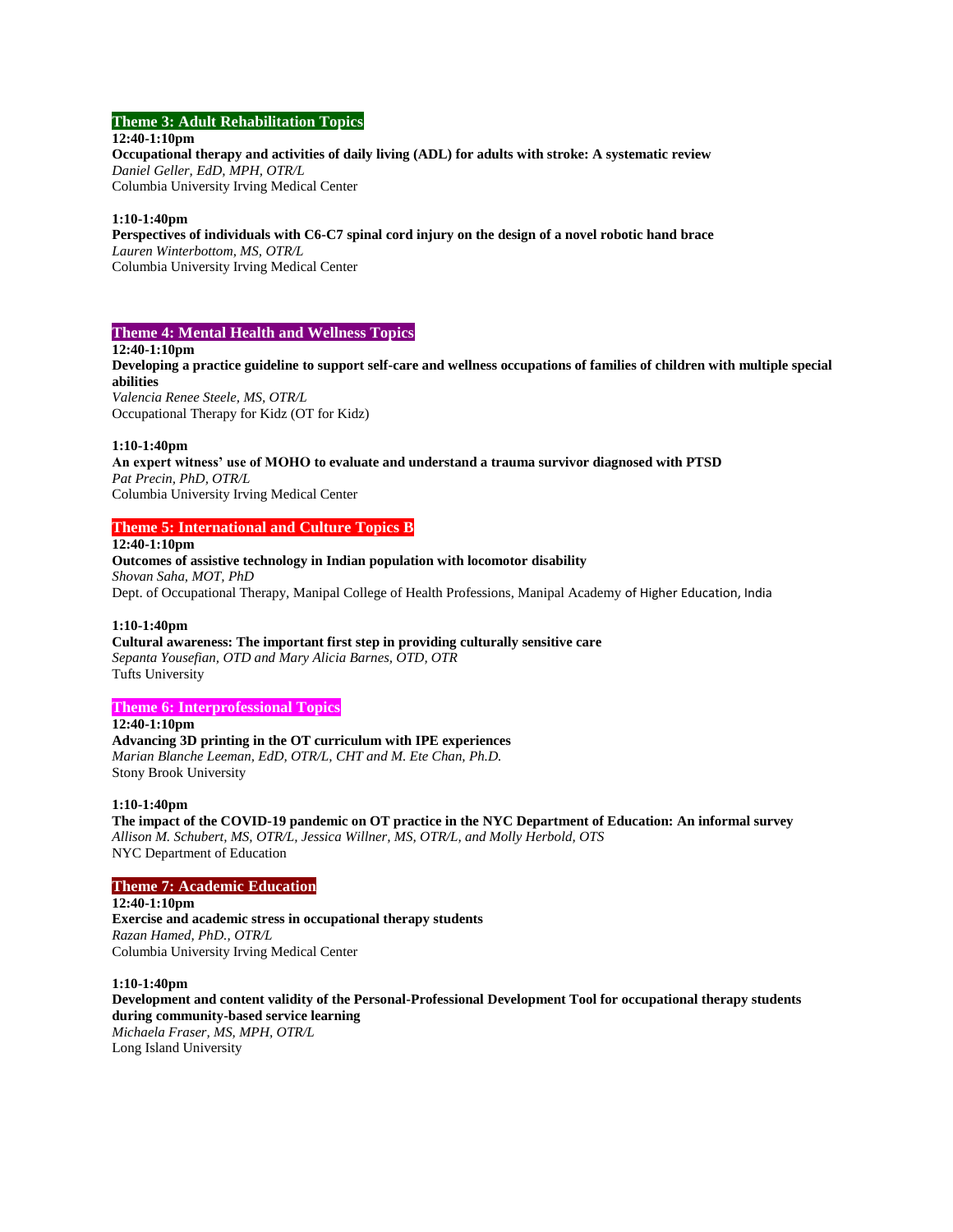## Theme 3: Adult Rehabilitation Topics

**12:40-1:10pm**
**Occupational therapy and activities of daily living (ADL) for adults with stroke: A systematic review**
*Daniel Geller, EdD, MPH, OTR/L*
Columbia University Irving Medical Center

**1:10-1:40pm**
**Perspectives of individuals with C6-C7 spinal cord injury on the design of a novel robotic hand brace**
*Lauren Winterbottom, MS, OTR/L*
Columbia University Irving Medical Center

## Theme 4: Mental Health and Wellness Topics

**12:40-1:10pm**
**Developing a practice guideline to support self-care and wellness occupations of families of children with multiple special abilities**
*Valencia Renee Steele, MS, OTR/L*
Occupational Therapy for Kidz (OT for Kidz)

**1:10-1:40pm**
**An expert witness' use of MOHO to evaluate and understand a trauma survivor diagnosed with PTSD**
*Pat Precin, PhD, OTR/L*
Columbia University Irving Medical Center

## Theme 5: International and Culture Topics B

**12:40-1:10pm**
**Outcomes of assistive technology in Indian population with locomotor disability**
*Shovan Saha, MOT, PhD*
Dept. of Occupational Therapy, Manipal College of Health Professions, Manipal Academy of Higher Education, India

**1:10-1:40pm**
**Cultural awareness: The important first step in providing culturally sensitive care**
*Sepanta Yousefian, OTD and Mary Alicia Barnes, OTD, OTR*
Tufts University

## Theme 6: Interprofessional Topics

**12:40-1:10pm**
**Advancing 3D printing in the OT curriculum with IPE experiences**
*Marian Blanche Leeman, EdD, OTR/L, CHT and M. Ete Chan, Ph.D.*
Stony Brook University

**1:10-1:40pm**
**The impact of the COVID-19 pandemic on OT practice in the NYC Department of Education: An informal survey**
*Allison M. Schubert, MS, OTR/L, Jessica Willner, MS, OTR/L, and Molly Herbold, OTS*
NYC Department of Education

## Theme 7: Academic Education

**12:40-1:10pm**
**Exercise and academic stress in occupational therapy students**
*Razan Hamed, PhD., OTR/L*
Columbia University Irving Medical Center

**1:10-1:40pm**
**Development and content validity of the Personal-Professional Development Tool for occupational therapy students during community-based service learning**
*Michaela Fraser, MS, MPH, OTR/L*
Long Island University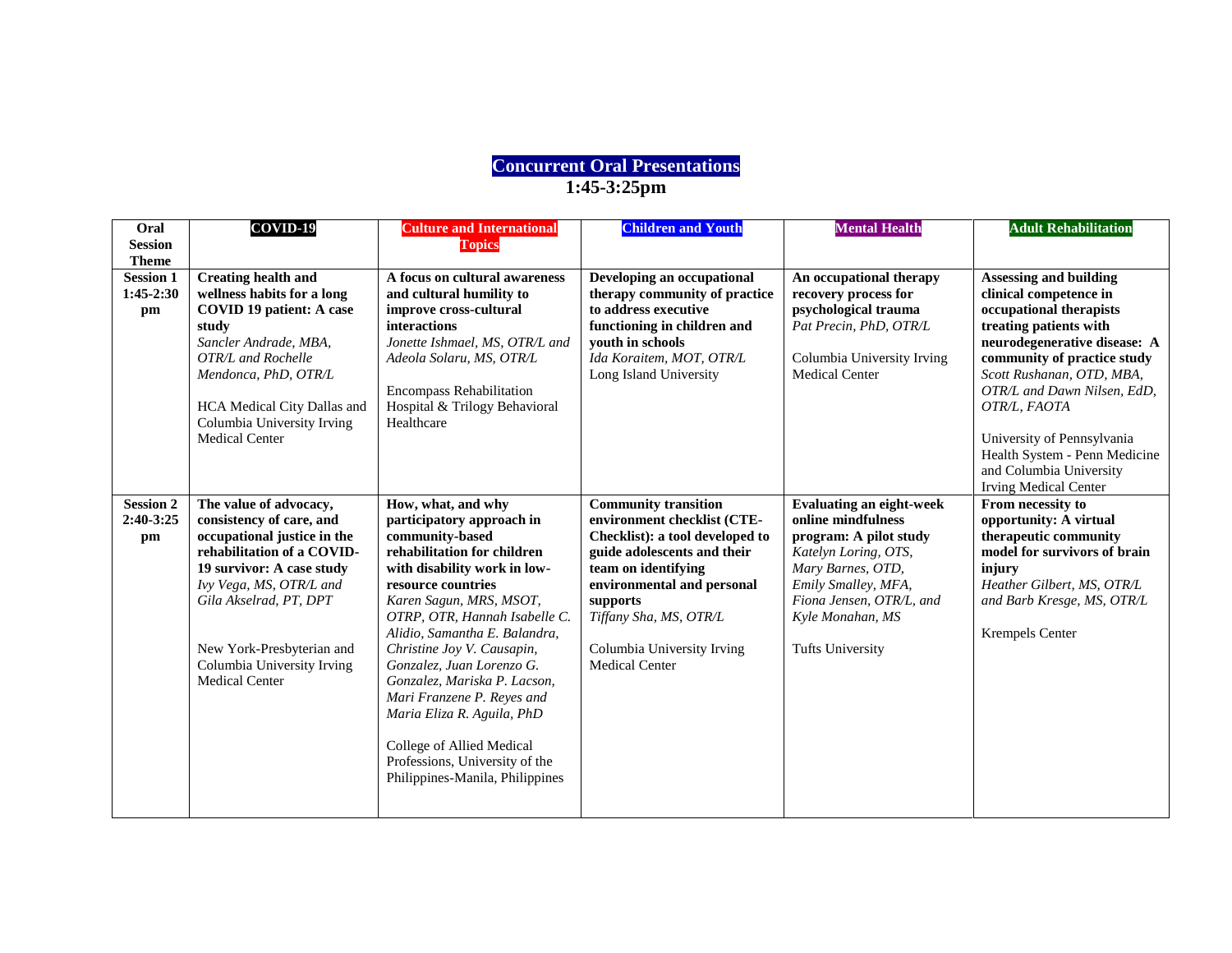## Concurrent Oral Presentations

**1:45-3:25pm**

| Oral Session Theme | COVID-19 | Culture and International Topics | Children and Youth | Mental Health | Adult Rehabilitation |
|---|---|---|---|---|---|
| **Session 1 1:45-2:30 pm** | **Creating health and wellness habits for a long COVID 19 patient: A case study** *Sancler Andrade, MBA, OTR/L and Rochelle Mendonca, PhD, OTR/L* HCA Medical City Dallas and Columbia University Irving Medical Center | **A focus on cultural awareness and cultural humility to improve cross-cultural interactions** *Jonette Ishmael, MS, OTR/L and Adeola Solaru, MS, OTR/L* Encompass Rehabilitation Hospital & Trilogy Behavioral Healthcare | **Developing an occupational therapy community of practice to address executive functioning in children and youth in schools** *Ida Koraitem, MOT, OTR/L* Long Island University | **An occupational therapy recovery process for psychological trauma** *Pat Precin, PhD, OTR/L* Columbia University Irving Medical Center | **Assessing and building clinical competence in occupational therapists treating patients with neurodegenerative disease: A community of practice study** *Scott Rushanan, OTD, MBA, OTR/L and Dawn Nilsen, EdD, OTR/L, FAOTA* University of Pennsylvania Health System - Penn Medicine and Columbia University Irving Medical Center |
| **Session 2 2:40-3:25 pm** | **The value of advocacy, consistency of care, and occupational justice in the rehabilitation of a COVID-19 survivor: A case study** *Ivy Vega, MS, OTR/L and Gila Akselrad, PT, DPT* New York-Presbyterian and Columbia University Irving Medical Center | **How, what, and why participatory approach in community-based rehabilitation for children with disability work in low-resource countries** *Karen Sagun, MRS, MSOT, OTRP, OTR, Hannah Isabelle C. Alidio, Samantha E. Balandra, Christine Joy V. Causapin, Gonzalez, Juan Lorenzo G. Gonzalez, Mariska P. Lacson, Mari Franzene P. Reyes and Maria Eliza R. Aguila, PhD* College of Allied Medical Professions, University of the Philippines-Manila, Philippines | **Community transition environment checklist (CTE-Checklist): a tool developed to guide adolescents and their team on identifying environmental and personal supports** *Tiffany Sha, MS, OTR/L* Columbia University Irving Medical Center | **Evaluating an eight-week online mindfulness program: A pilot study** *Katelyn Loring, OTS, Mary Barnes, OTD, Emily Smalley, MFA, Fiona Jensen, OTR/L, and Kyle Monahan, MS* Tufts University | **From necessity to opportunity: A virtual therapeutic community model for survivors of brain injury** *Heather Gilbert, MS, OTR/L and Barb Kresge, MS, OTR/L* Krempels Center |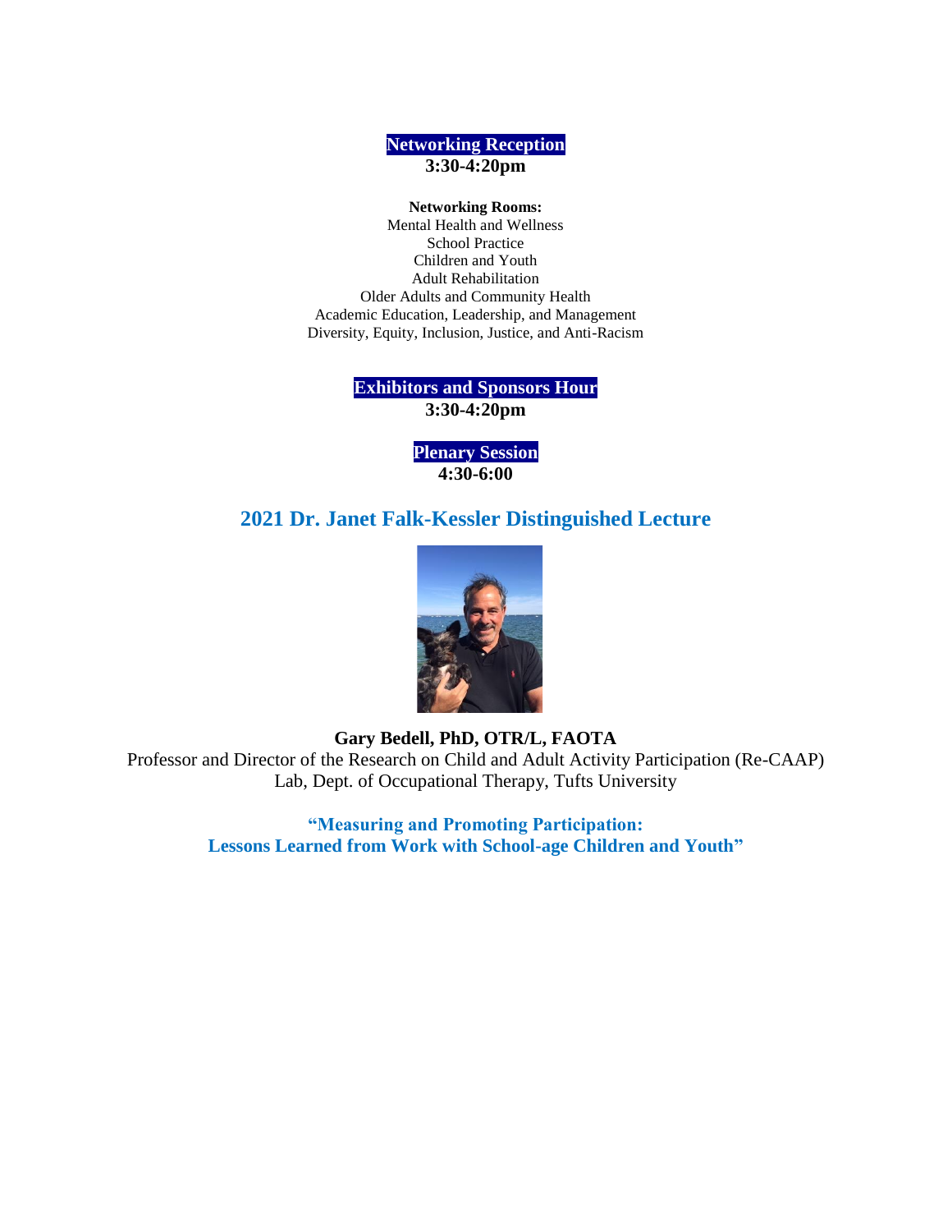**Networking Reception**
**3:30-4:20pm**

**Networking Rooms:**
Mental Health and Wellness
School Practice
Children and Youth
Adult Rehabilitation
Older Adults and Community Health
Academic Education, Leadership, and Management
Diversity, Equity, Inclusion, Justice, and Anti-Racism

**Exhibitors and Sponsors Hour**
**3:30-4:20pm**

**Plenary Session**
**4:30-6:00**

## 2021 Dr. Janet Falk-Kessler Distinguished Lecture

**Gary Bedell, PhD, OTR/L, FAOTA**
Professor and Director of the Research on Child and Adult Activity Participation (Re-CAAP) Lab, Dept. of Occupational Therapy, Tufts University

**"Measuring and Promoting Participation: Lessons Learned from Work with School-age Children and Youth"**